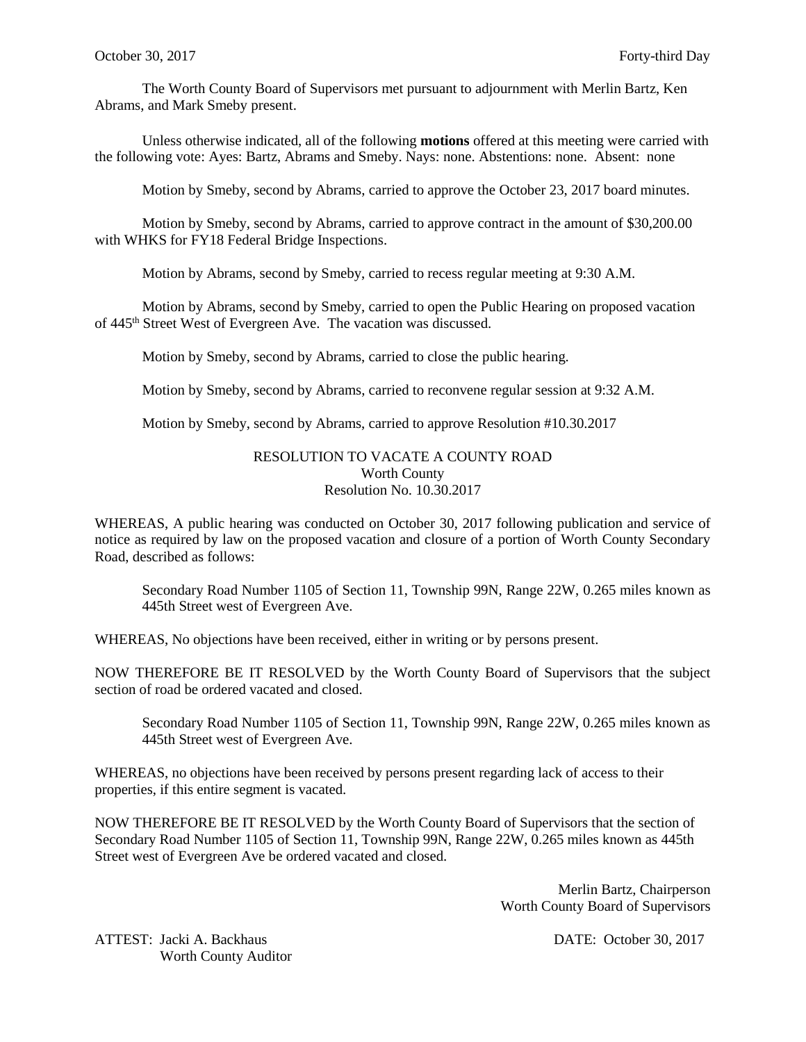October 30, 2017 Forty-third Day

The Worth County Board of Supervisors met pursuant to adjournment with Merlin Bartz, Ken Abrams, and Mark Smeby present.

Unless otherwise indicated, all of the following **motions** offered at this meeting were carried with the following vote: Ayes: Bartz, Abrams and Smeby. Nays: none. Abstentions: none. Absent: none

Motion by Smeby, second by Abrams, carried to approve the October 23, 2017 board minutes.

Motion by Smeby, second by Abrams, carried to approve contract in the amount of $30,200.00 with WHKS for FY18 Federal Bridge Inspections.

Motion by Abrams, second by Smeby, carried to recess regular meeting at 9:30 A.M.

Motion by Abrams, second by Smeby, carried to open the Public Hearing on proposed vacation of 445th Street West of Evergreen Ave. The vacation was discussed.

Motion by Smeby, second by Abrams, carried to close the public hearing.

Motion by Smeby, second by Abrams, carried to reconvene regular session at 9:32 A.M.

Motion by Smeby, second by Abrams, carried to approve Resolution #10.30.2017

RESOLUTION TO VACATE A COUNTY ROAD
Worth County
Resolution No. 10.30.2017

WHEREAS, A public hearing was conducted on October 30, 2017 following publication and service of notice as required by law on the proposed vacation and closure of a portion of Worth County Secondary Road, described as follows:

> Secondary Road Number 1105 of Section 11, Township 99N, Range 22W, 0.265 miles known as 445th Street west of Evergreen Ave.

WHEREAS, No objections have been received, either in writing or by persons present.

NOW THEREFORE BE IT RESOLVED by the Worth County Board of Supervisors that the subject section of road be ordered vacated and closed.

> Secondary Road Number 1105 of Section 11, Township 99N, Range 22W, 0.265 miles known as 445th Street west of Evergreen Ave.

WHEREAS, no objections have been received by persons present regarding lack of access to their properties, if this entire segment is vacated.

NOW THEREFORE BE IT RESOLVED by the Worth County Board of Supervisors that the section of Secondary Road Number 1105 of Section 11, Township 99N, Range 22W, 0.265 miles known as 445th Street west of Evergreen Ave be ordered vacated and closed.

Merlin Bartz, Chairperson
Worth County Board of Supervisors

ATTEST: Jacki A. Backhaus
Worth County Auditor

DATE: October 30, 2017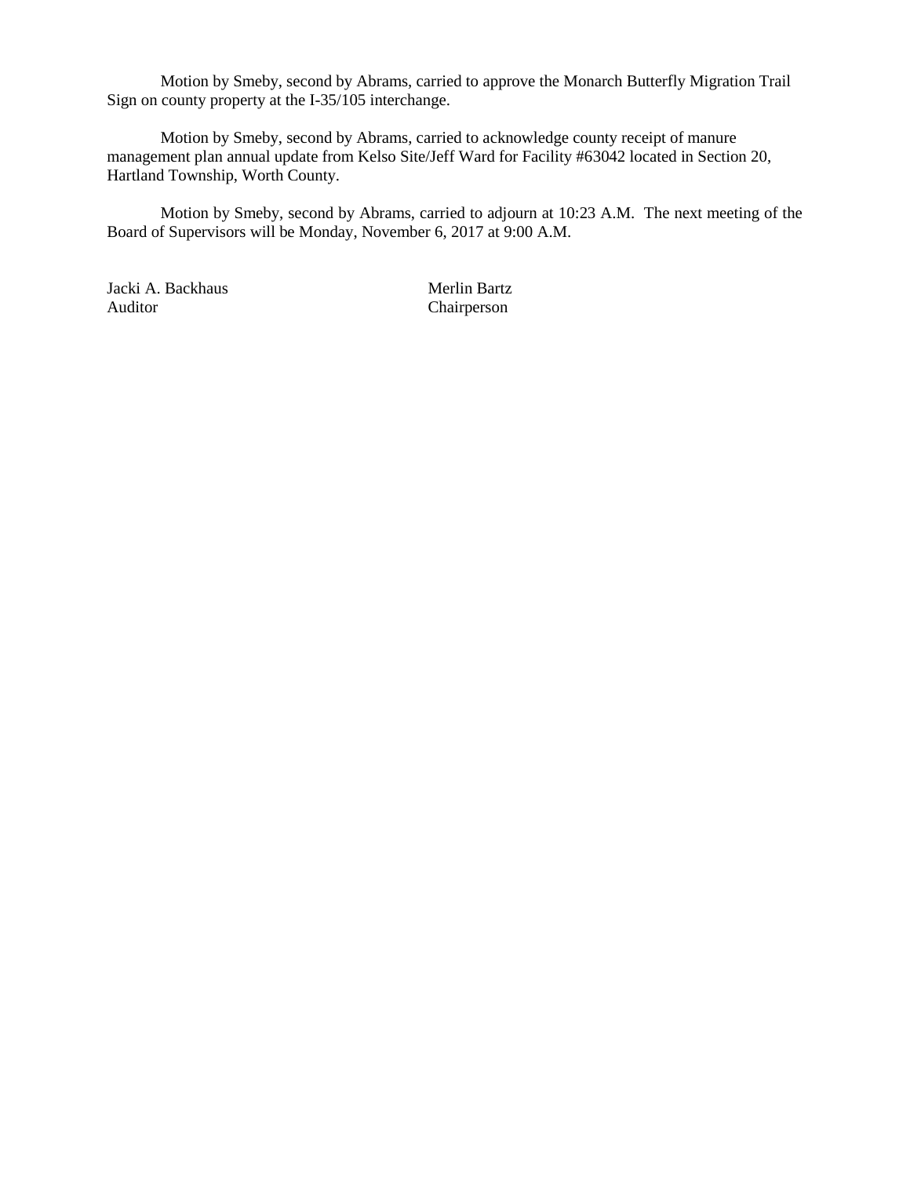Motion by Smeby, second by Abrams, carried to approve the Monarch Butterfly Migration Trail Sign on county property at the I-35/105 interchange.

Motion by Smeby, second by Abrams, carried to acknowledge county receipt of manure management plan annual update from Kelso Site/Jeff Ward for Facility #63042 located in Section 20, Hartland Township, Worth County.

Motion by Smeby, second by Abrams, carried to adjourn at 10:23 A.M. The next meeting of the Board of Supervisors will be Monday, November 6, 2017 at 9:00 A.M.

Jacki A. Backhaus
Auditor

Merlin Bartz
Chairperson